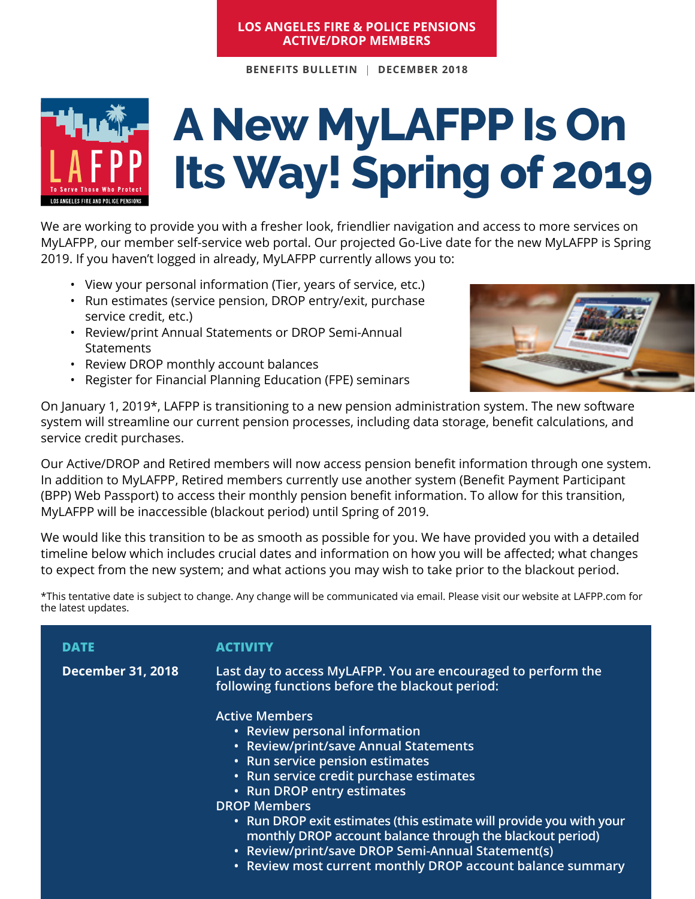LOS ANGELES FIRE & POLICE PENSIONS
ACTIVE/DROP MEMBERS

BENEFITS BULLETIN | DECEMBER 2018

# A New MyLAFPP Is On Its Way! Spring of 2019

We are working to provide you with a fresher look, friendlier navigation and access to more services on MyLAFPP, our member self-service web portal. Our projected Go-Live date for the new MyLAFPP is Spring 2019. If you haven't logged in already, MyLAFPP currently allows you to:

- View your personal information (Tier, years of service, etc.)
- Run estimates (service pension, DROP entry/exit, purchase service credit, etc.)
- Review/print Annual Statements or DROP Semi-Annual Statements
- Review DROP monthly account balances
- Register for Financial Planning Education (FPE) seminars

On January 1, 2019*, LAFPP is transitioning to a new pension administration system. The new software system will streamline our current pension processes, including data storage, benefit calculations, and service credit purchases.

Our Active/DROP and Retired members will now access pension benefit information through one system. In addition to MyLAFPP, Retired members currently use another system (Benefit Payment Participant (BPP) Web Passport) to access their monthly pension benefit information. To allow for this transition, MyLAFPP will be inaccessible (blackout period) until Spring of 2019.

We would like this transition to be as smooth as possible for you. We have provided you with a detailed timeline below which includes crucial dates and information on how you will be affected; what changes to expect from the new system; and what actions you may wish to take prior to the blackout period.

*This tentative date is subject to change. Any change will be communicated via email. Please visit our website at LAFPP.com for the latest updates.

| DATE | ACTIVITY |
|---|---|
| **December 31, 2018** | **Last day to access MyLAFPP. You are encouraged to perform the following functions before the blackout period:**<br><br>Active Members<br>• Review personal information<br>• Review/print/save Annual Statements<br>• Run service pension estimates<br>• Run service credit purchase estimates<br>• Run DROP entry estimates<br>DROP Members<br>• Run DROP exit estimates (this estimate will provide you with your monthly DROP account balance through the blackout period)<br>• Review/print/save DROP Semi-Annual Statement(s)<br>• Review most current monthly DROP account balance summary |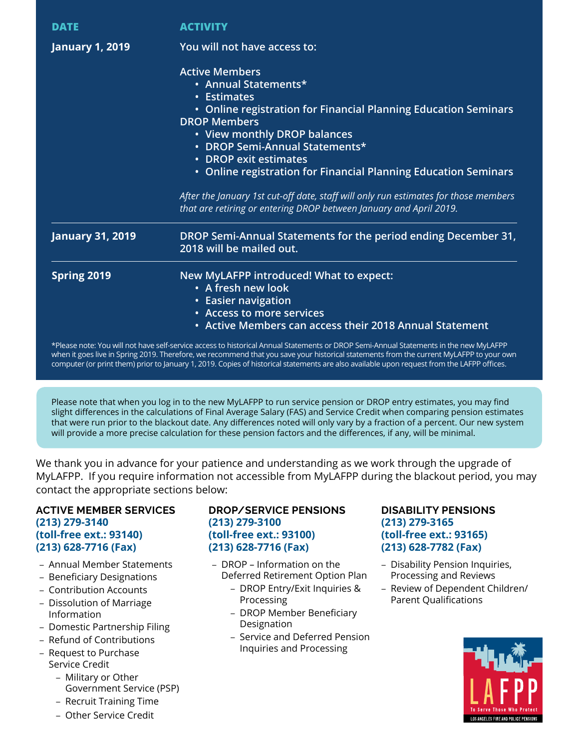| DATE | ACTIVITY |
| --- | --- |
| January 1, 2019 | You will not have access to:<br><br>Active Members<br>• Annual Statements*<br>• Estimates<br>• Online registration for Financial Planning Education Seminars<br>DROP Members<br>• View monthly DROP balances<br>• DROP Semi-Annual Statements*<br>• DROP exit estimates<br>• Online registration for Financial Planning Education Seminars<br><br>*After the January 1st cut-off date, staff will only run estimates for those members that are retiring or entering DROP between January and April 2019.* |
| January 31, 2019 | DROP Semi-Annual Statements for the period ending December 31, 2018 will be mailed out. |
| Spring 2019 | New MyLAFPP introduced! What to expect:<br>• A fresh new look<br>• Easier navigation<br>• Access to more services<br>• Active Members can access their 2018 Annual Statement |

*Please note: You will not have self-service access to historical Annual Statements or DROP Semi-Annual Statements in the new MyLAFPP when it goes live in Spring 2019. Therefore, we recommend that you save your historical statements from the current MyLAFPP to your own computer (or print them) prior to January 1, 2019. Copies of historical statements are also available upon request from the LAFPP offices.

Please note that when you log in to the new MyLAFPP to run service pension or DROP entry estimates, you may find slight differences in the calculations of Final Average Salary (FAS) and Service Credit when comparing pension estimates that were run prior to the blackout date. Any differences noted will only vary by a fraction of a percent. Our new system will provide a more precise calculation for these pension factors and the differences, if any, will be minimal.

We thank you in advance for your patience and understanding as we work through the upgrade of MyLAFPP. If you require information not accessible from MyLAFPP during the blackout period, you may contact the appropriate sections below:

**ACTIVE MEMBER SERVICES**
**(213) 279-3140**
**(toll-free ext.: 93140)**
**(213) 628-7716 (Fax)**

- Annual Member Statements
- Beneficiary Designations
- Contribution Accounts
- Dissolution of Marriage Information
- Domestic Partnership Filing
- Refund of Contributions
- Request to Purchase Service Credit
  - Military or Other Government Service (PSP)
  - Recruit Training Time
  - Other Service Credit

**DROP/SERVICE PENSIONS**
**(213) 279-3100**
**(toll-free ext.: 93100)**
**(213) 628-7716 (Fax)**

- DROP – Information on the Deferred Retirement Option Plan
  - DROP Entry/Exit Inquiries & Processing
  - DROP Member Beneficiary Designation
  - Service and Deferred Pension Inquiries and Processing

**DISABILITY PENSIONS**
**(213) 279-3165**
**(toll-free ext.: 93165)**
**(213) 628-7782 (Fax)**

- Disability Pension Inquiries, Processing and Reviews
- Review of Dependent Children/Parent Qualifications

LAFPP
To Serve Those Who Protect
LOS ANGELES FIRE AND POLICE PENSIONS